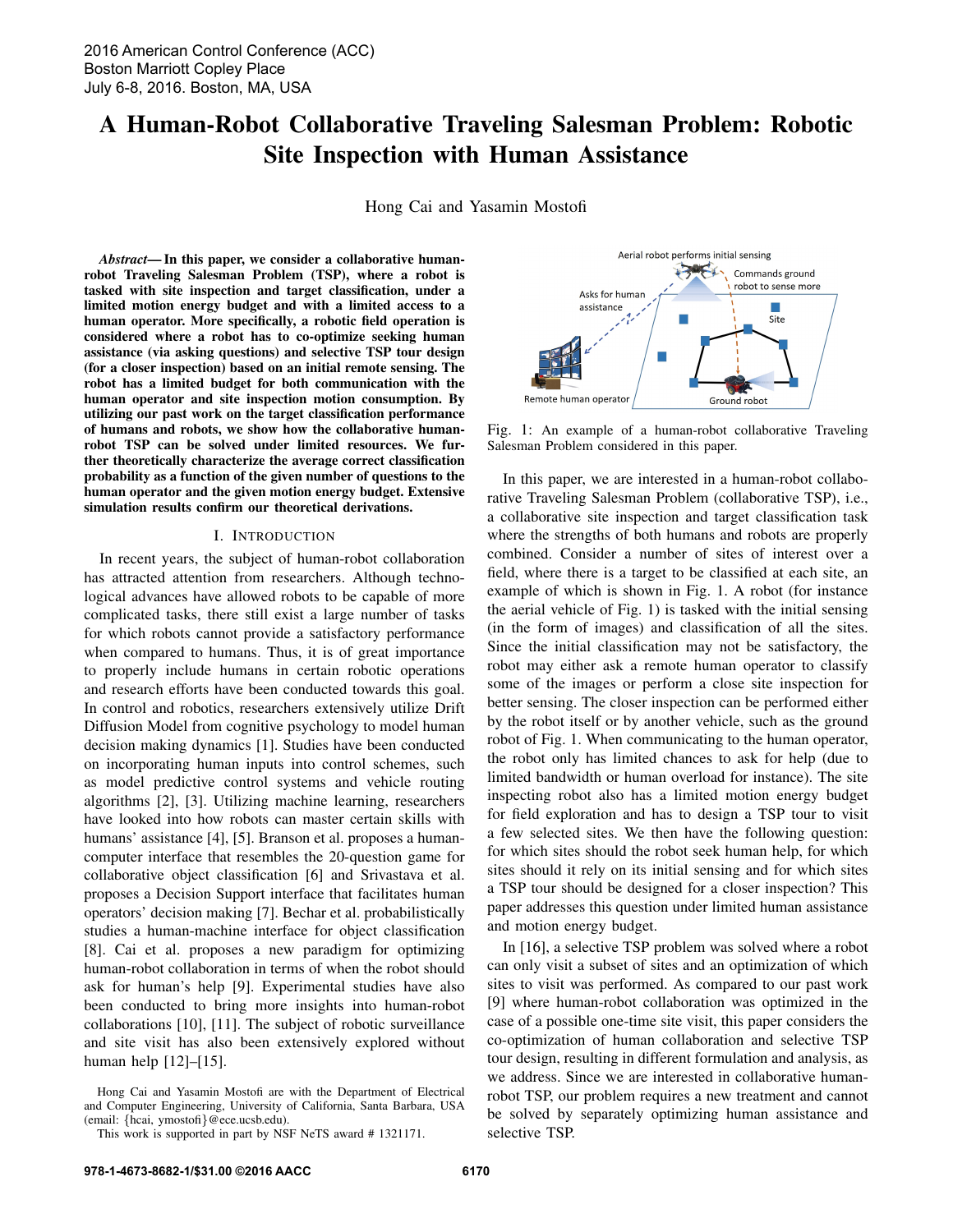# A Human-Robot Collaborative Traveling Salesman Problem: Robotic Site Inspection with Human Assistance

Hong Cai and Yasamin Mostofi

***Abstract*— In this paper, we consider a collaborative human-robot Traveling Salesman Problem (TSP), where a robot is tasked with site inspection and target classification, under a limited motion energy budget and with a limited access to a human operator. More specifically, a robotic field operation is considered where a robot has to co-optimize seeking human assistance (via asking questions) and selective TSP tour design (for a closer inspection) based on an initial remote sensing. The robot has a limited budget for both communication with the human operator and site inspection motion consumption. By utilizing our past work on the target classification performance of humans and robots, we show how the collaborative human-robot TSP can be solved under limited resources. We further theoretically characterize the average correct classification probability as a function of the given number of questions to the human operator and the given motion energy budget. Extensive simulation results confirm our theoretical derivations.**

## I. Introduction

In recent years, the subject of human-robot collaboration has attracted attention from researchers. Although technological advances have allowed robots to be capable of more complicated tasks, there still exist a large number of tasks for which robots cannot provide a satisfactory performance when compared to humans. Thus, it is of great importance to properly include humans in certain robotic operations and research efforts have been conducted towards this goal. In control and robotics, researchers extensively utilize Drift Diffusion Model from cognitive psychology to model human decision making dynamics [1]. Studies have been conducted on incorporating human inputs into control schemes, such as model predictive control systems and vehicle routing algorithms [2], [3]. Utilizing machine learning, researchers have looked into how robots can master certain skills with humans' assistance [4], [5]. Branson et al. proposes a human-computer interface that resembles the 20-question game for collaborative object classification [6] and Srivastava et al. proposes a Decision Support interface that facilitates human operators' decision making [7]. Bechar et al. probabilistically studies a human-machine interface for object classification [8]. Cai et al. proposes a new paradigm for optimizing human-robot collaboration in terms of when the robot should ask for human's help [9]. Experimental studies have also been conducted to bring more insights into human-robot collaborations [10], [11]. The subject of robotic surveillance and site visit has also been extensively explored without human help [12]–[15].

Hong Cai and Yasamin Mostofi are with the Department of Electrical and Computer Engineering, University of California, Santa Barbara, USA (email: {hcai, ymostofi}@ece.ucsb.edu).

This work is supported in part by NSF NeTS award # 1321171.

Fig. 1: An example of a human-robot collaborative Traveling Salesman Problem considered in this paper.

In this paper, we are interested in a human-robot collaborative Traveling Salesman Problem (collaborative TSP), i.e., a collaborative site inspection and target classification task where the strengths of both humans and robots are properly combined. Consider a number of sites of interest over a field, where there is a target to be classified at each site, an example of which is shown in Fig. 1. A robot (for instance the aerial vehicle of Fig. 1) is tasked with the initial sensing (in the form of images) and classification of all the sites. Since the initial classification may not be satisfactory, the robot may either ask a remote human operator to classify some of the images or perform a close site inspection for better sensing. The closer inspection can be performed either by the robot itself or by another vehicle, such as the ground robot of Fig. 1. When communicating to the human operator, the robot only has limited chances to ask for help (due to limited bandwidth or human overload for instance). The site inspecting robot also has a limited motion energy budget for field exploration and has to design a TSP tour to visit a few selected sites. We then have the following question: for which sites should the robot seek human help, for which sites should it rely on its initial sensing and for which sites a TSP tour should be designed for a closer inspection? This paper addresses this question under limited human assistance and motion energy budget.

In [16], a selective TSP problem was solved where a robot can only visit a subset of sites and an optimization of which sites to visit was performed. As compared to our past work [9] where human-robot collaboration was optimized in the case of a possible one-time site visit, this paper considers the co-optimization of human collaboration and selective TSP tour design, resulting in different formulation and analysis, as we address. Since we are interested in collaborative human-robot TSP, our problem requires a new treatment and cannot be solved by separately optimizing human assistance and selective TSP.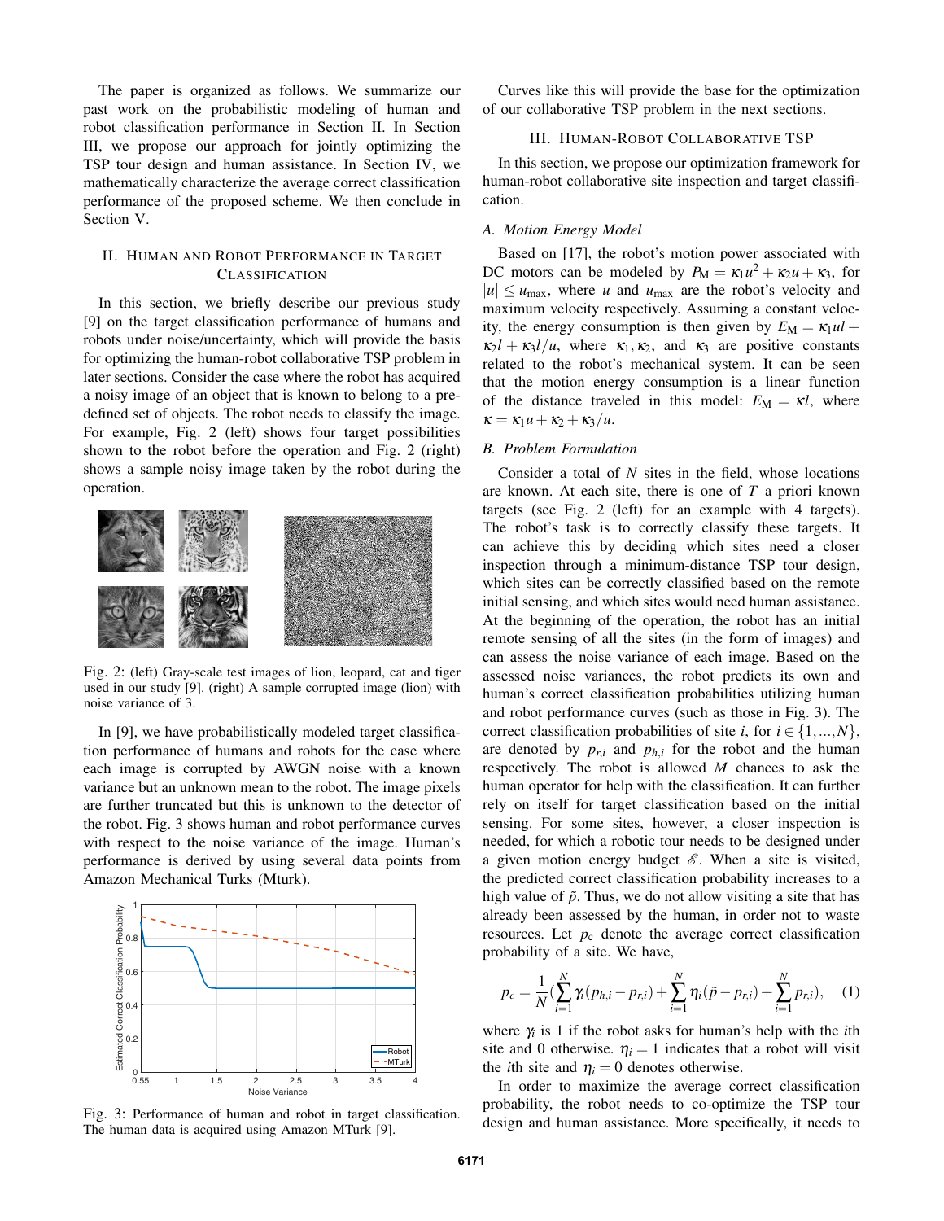The paper is organized as follows. We summarize our past work on the probabilistic modeling of human and robot classification performance in Section II. In Section III, we propose our approach for jointly optimizing the TSP tour design and human assistance. In Section IV, we mathematically characterize the average correct classification performance of the proposed scheme. We then conclude in Section V.

## II. Human and Robot Performance in Target Classification

In this section, we briefly describe our previous study [9] on the target classification performance of humans and robots under noise/uncertainty, which will provide the basis for optimizing the human-robot collaborative TSP problem in later sections. Consider the case where the robot has acquired a noisy image of an object that is known to belong to a predefined set of objects. The robot needs to classify the image. For example, Fig. 2 (left) shows four target possibilities shown to the robot before the operation and Fig. 2 (right) shows a sample noisy image taken by the robot during the operation.

Fig. 2: (left) Gray-scale test images of lion, leopard, cat and tiger used in our study [9]. (right) A sample corrupted image (lion) with noise variance of 3.

In [9], we have probabilistically modeled target classification performance of humans and robots for the case where each image is corrupted by AWGN noise with a known variance but an unknown mean to the robot. The image pixels are further truncated but this is unknown to the detector of the robot. Fig. 3 shows human and robot performance curves with respect to the noise variance of the image. Human's performance is derived by using several data points from Amazon Mechanical Turks (Mturk).

Fig. 3: Performance of human and robot in target classification. The human data is acquired using Amazon MTurk [9].

Curves like this will provide the base for the optimization of our collaborative TSP problem in the next sections.

## III. Human-Robot Collaborative TSP

In this section, we propose our optimization framework for human-robot collaborative site inspection and target classification.

### A. Motion Energy Model

Based on [17], the robot's motion power associated with DC motors can be modeled by $P_{\mathrm{M}} = \kappa_1 u^2 + \kappa_2 u + \kappa_3$, for $|u| \leq u_{\max}$, where $u$ and $u_{\max}$ are the robot's velocity and maximum velocity respectively. Assuming a constant velocity, the energy consumption is then given by $E_{\mathrm{M}} = \kappa_1 u l + \kappa_2 l + \kappa_3 l/u$, where $\kappa_1, \kappa_2$, and $\kappa_3$ are positive constants related to the robot's mechanical system. It can be seen that the motion energy consumption is a linear function of the distance traveled in this model: $E_{\mathrm{M}} = \kappa l$, where $\kappa = \kappa_1 u + \kappa_2 + \kappa_3/u$.

### B. Problem Formulation

Consider a total of $N$ sites in the field, whose locations are known. At each site, there is one of $T$ a priori known targets (see Fig. 2 (left) for an example with 4 targets). The robot's task is to correctly classify these targets. It can achieve this by deciding which sites need a closer inspection through a minimum-distance TSP tour design, which sites can be correctly classified based on the remote initial sensing, and which sites would need human assistance. At the beginning of the operation, the robot has an initial remote sensing of all the sites (in the form of images) and can assess the noise variance of each image. Based on the assessed noise variances, the robot predicts its own and human's correct classification probabilities utilizing human and robot performance curves (such as those in Fig. 3). The correct classification probabilities of site $i$, for $i \in \{1, ..., N\}$, are denoted by $p_{r,i}$ and $p_{h,i}$ for the robot and the human respectively. The robot is allowed $M$ chances to ask the human operator for help with the classification. It can further rely on itself for target classification based on the initial sensing. For some sites, however, a closer inspection is needed, for which a robotic tour needs to be designed under a given motion energy budget $\mathscr{E}$. When a site is visited, the predicted correct classification probability increases to a high value of $\tilde{p}$. Thus, we do not allow visiting a site that has already been assessed by the human, in order not to waste resources. Let $p_{\mathrm{c}}$ denote the average correct classification probability of a site. We have,

$$p_c = \frac{1}{N}\left(\sum_{i=1}^{N} \gamma_i (p_{h,i} - p_{r,i}) + \sum_{i=1}^{N} \eta_i (\tilde{p} - p_{r,i}) + \sum_{i=1}^{N} p_{r,i}\right), \quad (1)$$

where $\gamma_i$ is 1 if the robot asks for human's help with the $i$th site and 0 otherwise. $\eta_i = 1$ indicates that a robot will visit the $i$th site and $\eta_i = 0$ denotes otherwise.

In order to maximize the average correct classification probability, the robot needs to co-optimize the TSP tour design and human assistance. More specifically, it needs to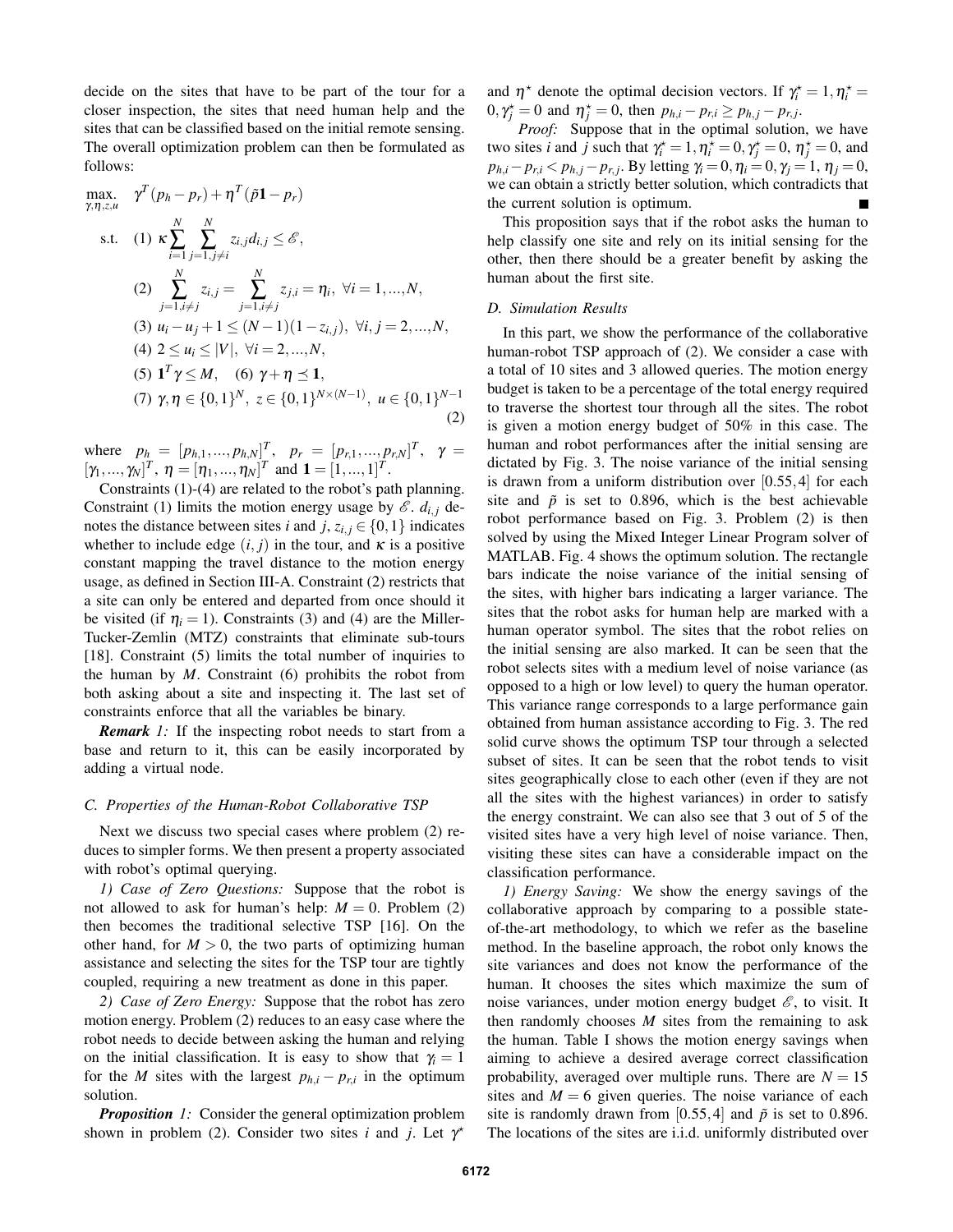decide on the sites that have to be part of the tour for a closer inspection, the sites that need human help and the sites that can be classified based on the initial remote sensing. The overall optimization problem can then be formulated as follows:

$$
\begin{aligned}
\max_{\gamma,\eta,z,u} \quad & \gamma^T(p_h - p_r) + \eta^T(\tilde{p}\mathbf{1} - p_r) \\
\text{s.t.} \quad & (1)\ \kappa \sum_{i=1}^{N} \sum_{j=1, j\neq i}^{N} z_{i,j} d_{i,j} \leq \mathscr{E}, \\
& (2)\ \sum_{j=1, i\neq j}^{N} z_{i,j} = \sum_{j=1, i\neq j}^{N} z_{j,i} = \eta_i,\ \forall i = 1,...,N, \\
& (3)\ u_i - u_j + 1 \leq (N-1)(1 - z_{i,j}),\ \forall i,j = 2,...,N, \\
& (4)\ 2 \leq u_i \leq |V|,\ \forall i = 2,...,N, \\
& (5)\ \mathbf{1}^T\gamma \leq M, \quad (6)\ \gamma + \eta \preceq \mathbf{1}, \\
& (7)\ \gamma, \eta \in \{0,1\}^N,\ z \in \{0,1\}^{N\times(N-1)},\ u \in \{0,1\}^{N-1}
\end{aligned}
\tag{2}
$$

where $p_h = [p_{h,1},...,p_{h,N}]^T$, $p_r = [p_{r,1},...,p_{r,N}]^T$, $\gamma = [\gamma_1,...,\gamma_N]^T$, $\eta = [\eta_1,...,\eta_N]^T$ and $\mathbf{1} = [1,...,1]^T$.

Constraints (1)-(4) are related to the robot's path planning. Constraint (1) limits the motion energy usage by $\mathscr{E}$. $d_{i,j}$ denotes the distance between sites $i$ and $j$, $z_{i,j} \in \{0,1\}$ indicates whether to include edge $(i,j)$ in the tour, and $\kappa$ is a positive constant mapping the travel distance to the motion energy usage, as defined in Section III-A. Constraint (2) restricts that a site can only be entered and departed from once should it be visited (if $\eta_i = 1$). Constraints (3) and (4) are the Miller-Tucker-Zemlin (MTZ) constraints that eliminate sub-tours [18]. Constraint (5) limits the total number of inquiries to the human by $M$. Constraint (6) prohibits the robot from both asking about a site and inspecting it. The last set of constraints enforce that all the variables be binary.

***Remark 1:*** If the inspecting robot needs to start from a base and return to it, this can be easily incorporated by adding a virtual node.

### C. Properties of the Human-Robot Collaborative TSP

Next we discuss two special cases where problem (2) reduces to simpler forms. We then present a property associated with robot's optimal querying.

*1) Case of Zero Questions:* Suppose that the robot is not allowed to ask for human's help: $M = 0$. Problem (2) then becomes the traditional selective TSP [16]. On the other hand, for $M > 0$, the two parts of optimizing human assistance and selecting the sites for the TSP tour are tightly coupled, requiring a new treatment as done in this paper.

*2) Case of Zero Energy:* Suppose that the robot has zero motion energy. Problem (2) reduces to an easy case where the robot needs to decide between asking the human and relying on the initial classification. It is easy to show that $\gamma_i = 1$ for the $M$ sites with the largest $p_{h,i} - p_{r,i}$ in the optimum solution.

***Proposition 1:*** Consider the general optimization problem shown in problem (2). Consider two sites $i$ and $j$. Let $\gamma^\star$ and $\eta^\star$ denote the optimal decision vectors. If $\gamma_i^\star = 1, \eta_i^\star = 0, \gamma_j^\star = 0$ and $\eta_j^\star = 0$, then $p_{h,i} - p_{r,i} \geq p_{h,j} - p_{r,j}$.

*Proof:* Suppose that in the optimal solution, we have two sites $i$ and $j$ such that $\gamma_i^\star = 1, \eta_i^\star = 0, \gamma_j^\star = 0$, $\eta_j^\star = 0$, and $p_{h,i} - p_{r,i} < p_{h,j} - p_{r,j}$. By letting $\gamma_i = 0, \eta_i = 0, \gamma_j = 1$, $\eta_j = 0$, we can obtain a strictly better solution, which contradicts that the current solution is optimum. ∎

This proposition says that if the robot asks the human to help classify one site and rely on its initial sensing for the other, then there should be a greater benefit by asking the human about the first site.

### D. Simulation Results

In this part, we show the performance of the collaborative human-robot TSP approach of (2). We consider a case with a total of 10 sites and 3 allowed queries. The motion energy budget is taken to be a percentage of the total energy required to traverse the shortest tour through all the sites. The robot is given a motion energy budget of 50% in this case. The human and robot performances after the initial sensing are dictated by Fig. 3. The noise variance of the initial sensing is drawn from a uniform distribution over $[0.55, 4]$ for each site and $\tilde{p}$ is set to 0.896, which is the best achievable robot performance based on Fig. 3. Problem (2) is then solved by using the Mixed Integer Linear Program solver of MATLAB. Fig. 4 shows the optimum solution. The rectangle bars indicate the noise variance of the initial sensing of the sites, with higher bars indicating a larger variance. The sites that the robot asks for human help are marked with a human operator symbol. The sites that the robot relies on the initial sensing are also marked. It can be seen that the robot selects sites with a medium level of noise variance (as opposed to a high or low level) to query the human operator. This variance range corresponds to a large performance gain obtained from human assistance according to Fig. 3. The red solid curve shows the optimum TSP tour through a selected subset of sites. It can be seen that the robot tends to visit sites geographically close to each other (even if they are not all the sites with the highest variances) in order to satisfy the energy constraint. We can also see that 3 out of 5 of the visited sites have a very high level of noise variance. Then, visiting these sites can have a considerable impact on the classification performance.

*1) Energy Saving:* We show the energy savings of the collaborative approach by comparing to a possible state-of-the-art methodology, to which we refer as the baseline method. In the baseline approach, the robot only knows the site variances and does not know the performance of the human. It chooses the sites which maximize the sum of noise variances, under motion energy budget $\mathscr{E}$, to visit. It then randomly chooses $M$ sites from the remaining to ask the human. Table I shows the motion energy savings when aiming to achieve a desired average correct classification probability, averaged over multiple runs. There are $N = 15$ sites and $M = 6$ given queries. The noise variance of each site is randomly drawn from $[0.55, 4]$ and $\tilde{p}$ is set to 0.896. The locations of the sites are i.i.d. uniformly distributed over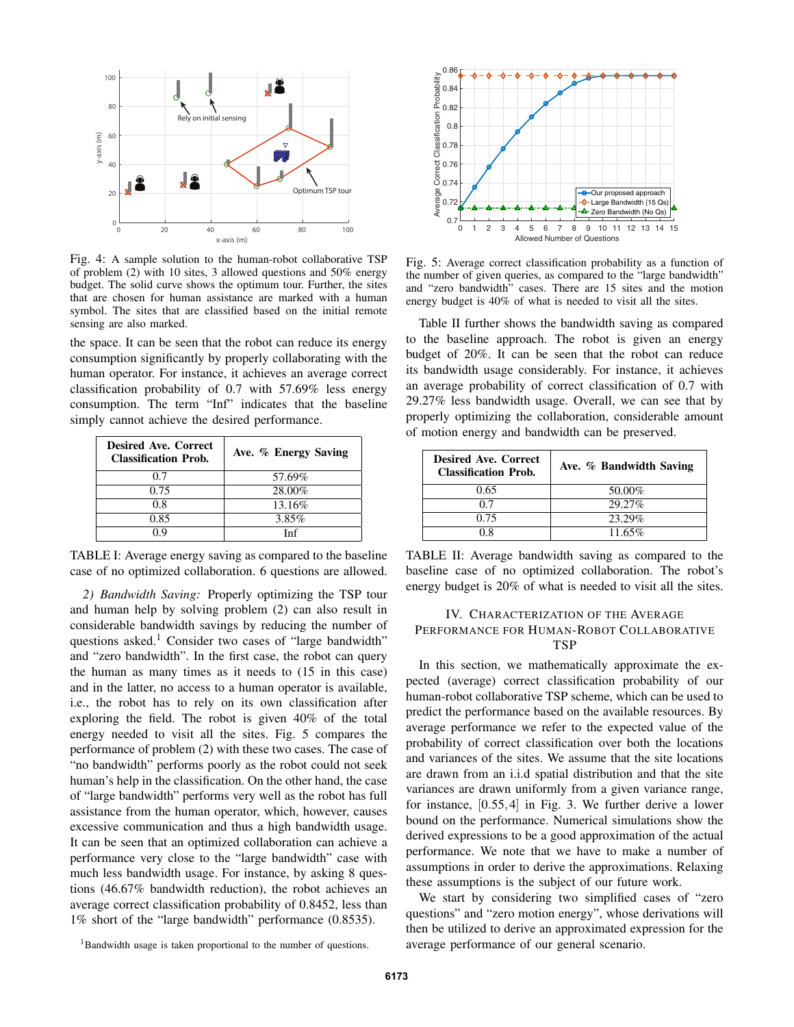Fig. 4: A sample solution to the human-robot collaborative TSP of problem (2) with 10 sites, 3 allowed questions and 50% energy budget. The solid curve shows the optimum tour. Further, the sites that are chosen for human assistance are marked with a human symbol. The sites that are classified based on the initial remote sensing are also marked.

the space. It can be seen that the robot can reduce its energy consumption significantly by properly collaborating with the human operator. For instance, it achieves an average correct classification probability of 0.7 with 57.69% less energy consumption. The term "Inf" indicates that the baseline simply cannot achieve the desired performance.

| Desired Ave. Correct Classification Prob. | Ave. % Energy Saving |
|---|---|
| 0.7 | 57.69% |
| 0.75 | 28.00% |
| 0.8 | 13.16% |
| 0.85 | 3.85% |
| 0.9 | Inf |

TABLE I: Average energy saving as compared to the baseline case of no optimized collaboration. 6 questions are allowed.

*2) Bandwidth Saving:* Properly optimizing the TSP tour and human help by solving problem (2) can also result in considerable bandwidth savings by reducing the number of questions asked.[1] Consider two cases of "large bandwidth" and "zero bandwidth". In the first case, the robot can query the human as many times as it needs to (15 in this case) and in the latter, no access to a human operator is available, i.e., the robot has to rely on its own classification after exploring the field. The robot is given 40% of the total energy needed to visit all the sites. Fig. 5 compares the performance of problem (2) with these two cases. The case of "no bandwidth" performs poorly as the robot could not seek human's help in the classification. On the other hand, the case of "large bandwidth" performs very well as the robot has full assistance from the human operator, which, however, causes excessive communication and thus a high bandwidth usage. It can be seen that an optimized collaboration can achieve a performance very close to the "large bandwidth" case with much less bandwidth usage. For instance, by asking 8 questions (46.67% bandwidth reduction), the robot achieves an average correct classification probability of 0.8452, less than 1% short of the "large bandwidth" performance (0.8535).

[1]Bandwidth usage is taken proportional to the number of questions.

Fig. 5: Average correct classification probability as a function of the number of given queries, as compared to the "large bandwidth" and "zero bandwidth" cases. There are 15 sites and the motion energy budget is 40% of what is needed to visit all the sites.

Table II further shows the bandwidth saving as compared to the baseline approach. The robot is given an energy budget of 20%. It can be seen that the robot can reduce its bandwidth usage considerably. For instance, it achieves an average probability of correct classification of 0.7 with 29.27% less bandwidth usage. Overall, we can see that by properly optimizing the collaboration, considerable amount of motion energy and bandwidth can be preserved.

| Desired Ave. Correct Classification Prob. | Ave. % Bandwidth Saving |
|---|---|
| 0.65 | 50.00% |
| 0.7 | 29.27% |
| 0.75 | 23.29% |
| 0.8 | 11.65% |

TABLE II: Average bandwidth saving as compared to the baseline case of no optimized collaboration. The robot's energy budget is 20% of what is needed to visit all the sites.

## IV. Characterization of the Average Performance for Human-Robot Collaborative TSP

In this section, we mathematically approximate the expected (average) correct classification probability of our human-robot collaborative TSP scheme, which can be used to predict the performance based on the available resources. By average performance we refer to the expected value of the probability of correct classification over both the locations and variances of the sites. We assume that the site locations are drawn from an i.i.d spatial distribution and that the site variances are drawn uniformly from a given variance range, for instance, $[0.55, 4]$ in Fig. 3. We further derive a lower bound on the performance. Numerical simulations show the derived expressions to be a good approximation of the actual performance. We note that we have to make a number of assumptions in order to derive the approximations. Relaxing these assumptions is the subject of our future work.

We start by considering two simplified cases of "zero questions" and "zero motion energy", whose derivations will then be utilized to derive an approximated expression for the average performance of our general scenario.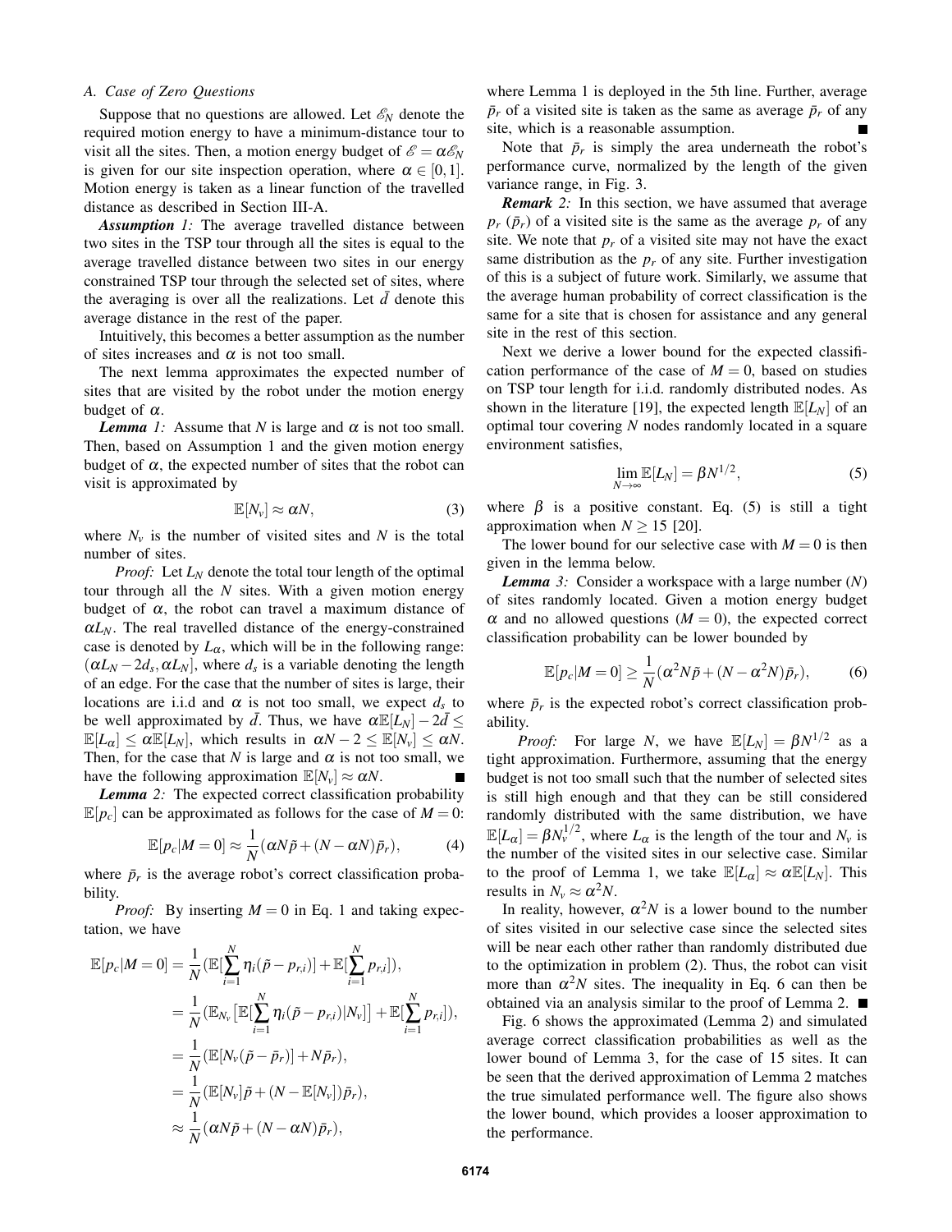### A. Case of Zero Questions

Suppose that no questions are allowed. Let $\mathscr{E}_N$ denote the required motion energy to have a minimum-distance tour to visit all the sites. Then, a motion energy budget of $\mathscr{E} = \alpha \mathscr{E}_N$ is given for our site inspection operation, where $\alpha \in [0,1]$. Motion energy is taken as a linear function of the travelled distance as described in Section III-A.

***Assumption 1:*** The average travelled distance between two sites in the TSP tour through all the sites is equal to the average travelled distance between two sites in our energy constrained TSP tour through the selected set of sites, where the averaging is over all the realizations. Let $\bar{d}$ denote this average distance in the rest of the paper.

Intuitively, this becomes a better assumption as the number of sites increases and $\alpha$ is not too small.

The next lemma approximates the expected number of sites that are visited by the robot under the motion energy budget of $\alpha$.

***Lemma 1:*** Assume that $N$ is large and $\alpha$ is not too small. Then, based on Assumption 1 and the given motion energy budget of $\alpha$, the expected number of sites that the robot can visit is approximated by

$$\mathbb{E}[N_v] \approx \alpha N, \tag{3}$$

where $N_v$ is the number of visited sites and $N$ is the total number of sites.

*Proof:* Let $L_N$ denote the total tour length of the optimal tour through all the $N$ sites. With a given motion energy budget of $\alpha$, the robot can travel a maximum distance of $\alpha L_N$. The real travelled distance of the energy-constrained case is denoted by $L_\alpha$, which will be in the following range: $(\alpha L_N - 2d_s, \alpha L_N]$, where $d_s$ is a variable denoting the length of an edge. For the case that the number of sites is large, their locations are i.i.d and $\alpha$ is not too small, we expect $d_s$ to be well approximated by $\bar{d}$. Thus, we have $\alpha \mathbb{E}[L_N] - 2\bar{d} \leq \mathbb{E}[L_\alpha] \leq \alpha \mathbb{E}[L_N]$, which results in $\alpha N - 2 \leq \mathbb{E}[N_v] \leq \alpha N$. Then, for the case that $N$ is large and $\alpha$ is not too small, we have the following approximation $\mathbb{E}[N_v] \approx \alpha N$. ■

***Lemma 2:*** The expected correct classification probability $\mathbb{E}[p_c]$ can be approximated as follows for the case of $M = 0$:

$$\mathbb{E}[p_c | M = 0] \approx \frac{1}{N}(\alpha N \tilde{p} + (N - \alpha N)\bar{p}_r), \tag{4}$$

where $\bar{p}_r$ is the average robot's correct classification probability.

*Proof:* By inserting $M = 0$ in Eq. 1 and taking expectation, we have

$$\begin{aligned}
\mathbb{E}[p_c | M = 0] &= \frac{1}{N}(\mathbb{E}[\sum_{i=1}^{N} \eta_i (\tilde{p} - p_{r,i})] + \mathbb{E}[\sum_{i=1}^{N} p_{r,i}]), \\
&= \frac{1}{N}(\mathbb{E}_{N_v}\big[\mathbb{E}[\sum_{i=1}^{N} \eta_i (\tilde{p} - p_{r,i}) | N_v]\big] + \mathbb{E}[\sum_{i=1}^{N} p_{r,i}]), \\
&= \frac{1}{N}(\mathbb{E}[N_v(\tilde{p} - \bar{p}_r)] + N\bar{p}_r), \\
&= \frac{1}{N}(\mathbb{E}[N_v]\tilde{p} + (N - \mathbb{E}[N_v])\bar{p}_r), \\
&\approx \frac{1}{N}(\alpha N \tilde{p} + (N - \alpha N)\bar{p}_r),
\end{aligned}$$

where Lemma 1 is deployed in the 5th line. Further, average $\bar{p}_r$ of a visited site is taken as the same as average $\bar{p}_r$ of any site, which is a reasonable assumption. ■

Note that $\bar{p}_r$ is simply the area underneath the robot's performance curve, normalized by the length of the given variance range, in Fig. 3.

***Remark 2:*** In this section, we have assumed that average $p_r$ ($\bar{p}_r$) of a visited site is the same as the average $p_r$ of any site. We note that $p_r$ of a visited site may not have the exact same distribution as the $p_r$ of any site. Further investigation of this is a subject of future work. Similarly, we assume that the average human probability of correct classification is the same for a site that is chosen for assistance and any general site in the rest of this section.

Next we derive a lower bound for the expected classification performance of the case of $M = 0$, based on studies on TSP tour length for i.i.d. randomly distributed nodes. As shown in the literature [19], the expected length $\mathbb{E}[L_N]$ of an optimal tour covering $N$ nodes randomly located in a square environment satisfies,

$$\lim_{N \to \infty} \mathbb{E}[L_N] = \beta N^{1/2}, \tag{5}$$

where $\beta$ is a positive constant. Eq. (5) is still a tight approximation when $N \geq 15$ [20].

The lower bound for our selective case with $M = 0$ is then given in the lemma below.

***Lemma 3:*** Consider a workspace with a large number ($N$) of sites randomly located. Given a motion energy budget $\alpha$ and no allowed questions ($M = 0$), the expected correct classification probability can be lower bounded by

$$\mathbb{E}[p_c | M = 0] \geq \frac{1}{N}(\alpha^2 N \tilde{p} + (N - \alpha^2 N)\bar{p}_r), \tag{6}$$

where $\bar{p}_r$ is the expected robot's correct classification probability.

*Proof:* For large $N$, we have $\mathbb{E}[L_N] = \beta N^{1/2}$ as a tight approximation. Furthermore, assuming that the energy budget is not too small such that the number of selected sites is still high enough and that they can be still considered randomly distributed with the same distribution, we have $\mathbb{E}[L_\alpha] = \beta N_v^{1/2}$, where $L_\alpha$ is the length of the tour and $N_v$ is the number of the visited sites in our selective case. Similar to the proof of Lemma 1, we take $\mathbb{E}[L_\alpha] \approx \alpha \mathbb{E}[L_N]$. This results in $N_v \approx \alpha^2 N$.

In reality, however, $\alpha^2 N$ is a lower bound to the number of sites visited in our selective case since the selected sites will be near each other rather than randomly distributed due to the optimization in problem (2). Thus, the robot can visit more than $\alpha^2 N$ sites. The inequality in Eq. 6 can then be obtained via an analysis similar to the proof of Lemma 2. ■

Fig. 6 shows the approximated (Lemma 2) and simulated average correct classification probabilities as well as the lower bound of Lemma 3, for the case of 15 sites. It can be seen that the derived approximation of Lemma 2 matches the true simulated performance well. The figure also shows the lower bound, which provides a looser approximation to the performance.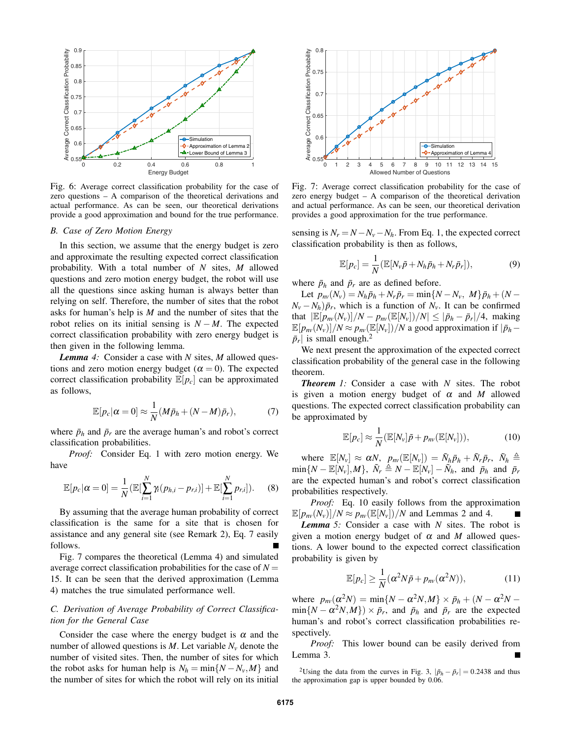Fig. 6: Average correct classification probability for the case of zero questions – A comparison of the theoretical derivations and actual performance. As can be seen, our theoretical derivations provide a good approximation and bound for the true performance.

Fig. 7: Average correct classification probability for the case of zero energy budget – A comparison of the theoretical derivation and actual performance. As can be seen, our theoretical derivation provides a good approximation for the true performance.

### *B. Case of Zero Motion Energy*

In this section, we assume that the energy budget is zero and approximate the resulting expected correct classification probability. With a total number of $N$ sites, $M$ allowed questions and zero motion energy budget, the robot will use all the questions since asking human is always better than relying on self. Therefore, the number of sites that the robot asks for human's help is $M$ and the number of sites that the robot relies on its initial sensing is $N-M$. The expected correct classification probability with zero energy budget is then given in the following lemma.

***Lemma 4:*** Consider a case with $N$ sites, $M$ allowed questions and zero motion energy budget ($\alpha = 0$). The expected correct classification probability $\mathbb{E}[p_c]$ can be approximated as follows,

$$\mathbb{E}[p_c|\alpha=0] \approx \frac{1}{N}(M\bar{p}_h + (N-M)\bar{p}_r), \tag{7}$$

where $\bar{p}_h$ and $\bar{p}_r$ are the average human's and robot's correct classification probabilities.

*Proof:* Consider Eq. 1 with zero motion energy. We have

$$\mathbb{E}[p_c|\alpha=0] = \frac{1}{N}(\mathbb{E}[\sum_{i=1}^{N}\gamma_i(p_{h,i}-p_{r,i})] + \mathbb{E}[\sum_{i=1}^{N}p_{r,i}]). \tag{8}$$

By assuming that the average human probability of correct classification is the same for a site that is chosen for assistance and any general site (see Remark 2), Eq. 7 easily follows. ∎

Fig. 7 compares the theoretical (Lemma 4) and simulated average correct classification probabilities for the case of $N=15$. It can be seen that the derived approximation (Lemma 4) matches the true simulated performance well.

### *C. Derivation of Average Probability of Correct Classification for the General Case*

Consider the case where the energy budget is $\alpha$ and the number of allowed questions is $M$. Let variable $N_v$ denote the number of visited sites. Then, the number of sites for which the robot asks for human help is $N_h = \min\{N-N_v, M\}$ and the number of sites for which the robot will rely on its initial sensing is $N_r = N - N_v - N_h$. From Eq. 1, the expected correct classification probability is then as follows,

$$\mathbb{E}[p_c] = \frac{1}{N}(\mathbb{E}[N_v\tilde{p} + N_h\bar{p}_h + N_r\bar{p}_r]), \tag{9}$$

where $\bar{p}_h$ and $\bar{p}_r$ are as defined before.

Let $p_{nv}(N_v) = N_h\bar{p}_h + N_r\bar{p}_r = \min\{N-N_v,\ M\}\bar{p}_h + (N - N_v - N_h)\bar{p}_r$, which is a function of $N_v$. It can be confirmed that $|\mathbb{E}[p_{nv}(N_v)]/N - p_{nv}(\mathbb{E}[N_v])/N| \leq |\bar{p}_h - \bar{p}_r|/4$, making $\mathbb{E}[p_{nv}(N_v)]/N \approx p_{nv}(\mathbb{E}[N_v])/N$ a good approximation if $|\bar{p}_h - \bar{p}_r|$ is small enough.[2]

We next present the approximation of the expected correct classification probability of the general case in the following theorem.

***Theorem 1:*** Consider a case with $N$ sites. The robot is given a motion energy budget of $\alpha$ and $M$ allowed questions. The expected correct classification probability can be approximated by

$$\mathbb{E}[p_c] \approx \frac{1}{N}(\mathbb{E}[N_v]\tilde{p} + p_{nv}(\mathbb{E}[N_v])), \tag{10}$$

where $\mathbb{E}[N_v] \approx \alpha N$, $p_{nv}(\mathbb{E}[N_v]) = \tilde{N}_h\bar{p}_h + \tilde{N}_r\bar{p}_r$, $\tilde{N}_h \triangleq \min\{N - \mathbb{E}[N_v], M\}$, $\tilde{N}_r \triangleq N - \mathbb{E}[N_v] - \tilde{N}_h$, and $\bar{p}_h$ and $\bar{p}_r$ are the expected human's and robot's correct classification probabilities respectively.

*Proof:* Eq. 10 easily follows from the approximation $\mathbb{E}[p_{nv}(N_v)]/N \approx p_{nv}(\mathbb{E}[N_v])/N$ and Lemmas 2 and 4. ∎

***Lemma 5:*** Consider a case with $N$ sites. The robot is given a motion energy budget of $\alpha$ and $M$ allowed questions. A lower bound to the expected correct classification probability is given by

$$\mathbb{E}[p_c] \geq \frac{1}{N}(\alpha^2 N\tilde{p} + p_{nv}(\alpha^2 N)), \tag{11}$$

where $p_{nv}(\alpha^2 N) = \min\{N - \alpha^2 N, M\} \times \bar{p}_h + (N - \alpha^2 N - \min\{N - \alpha^2 N, M\}) \times \bar{p}_r$, and $\bar{p}_h$ and $\bar{p}_r$ are the expected human's and robot's correct classification probabilities respectively.

*Proof:* This lower bound can be easily derived from Lemma 3. ∎

[2]Using the data from the curves in Fig. 3, $|\bar{p}_h - \bar{p}_r| = 0.2438$ and thus the approximation gap is upper bounded by 0.06.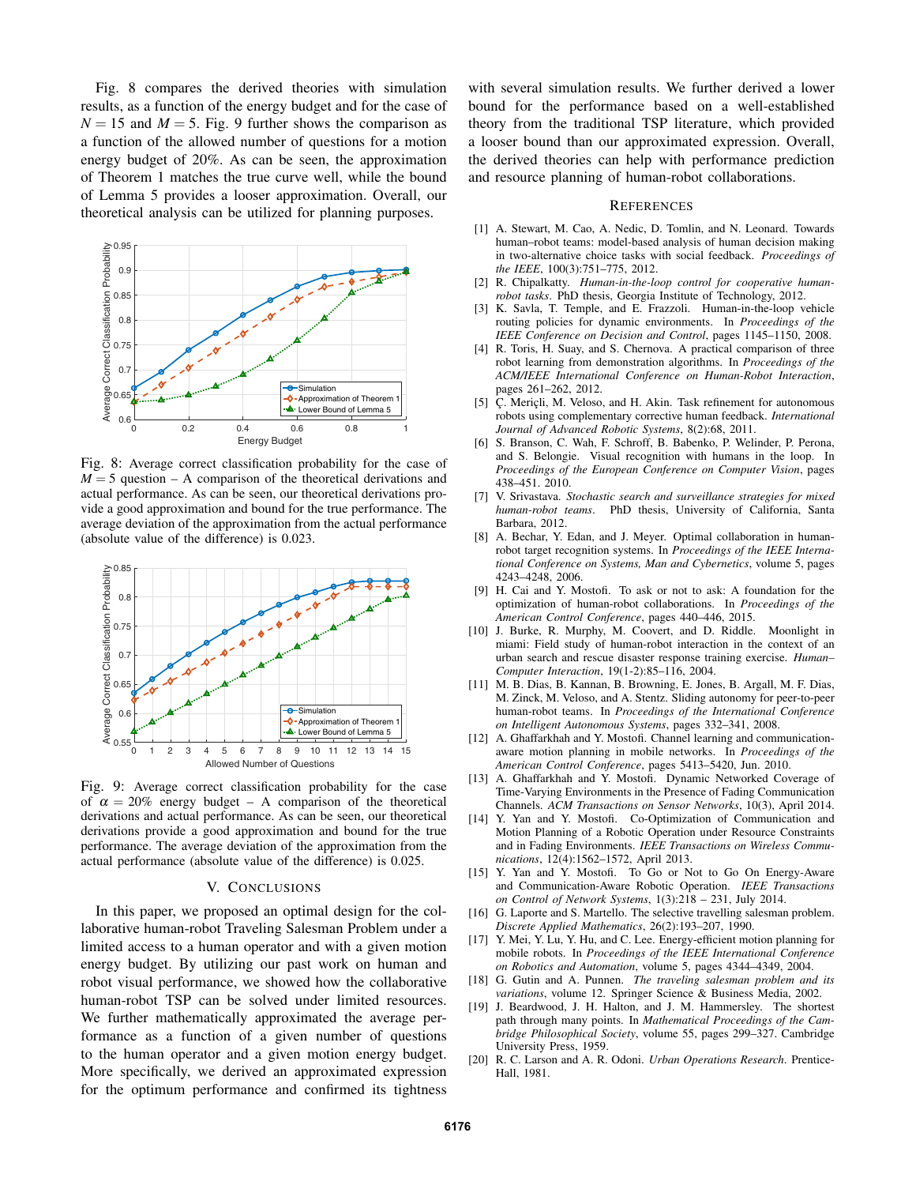Fig. 8 compares the derived theories with simulation results, as a function of the energy budget and for the case of $N = 15$ and $M = 5$. Fig. 9 further shows the comparison as a function of the allowed number of questions for a motion energy budget of 20%. As can be seen, the approximation of Theorem 1 matches the true curve well, while the bound of Lemma 5 provides a looser approximation. Overall, our theoretical analysis can be utilized for planning purposes.

Average Correct Classification Probability
0.95
0.9
0.85
0.8
0.75
0.7
0.65
0.6
0
0.2
0.4
0.6
0.8
1
Energy Budget
Simulation
Approximation of Theorem 1
Lower Bound of Lemma 5

Fig. 8: Average correct classification probability for the case of $M = 5$ question – A comparison of the theoretical derivations and actual performance. As can be seen, our theoretical derivations provide a good approximation and bound for the true performance. The average deviation of the approximation from the actual performance (absolute value of the difference) is 0.023.

Average Correct Classification Probability
0.85
0.8
0.75
0.7
0.65
0.6
0.55
0 1 2 3 4 5 6 7 8 9 10 11 12 13 14 15
Allowed Number of Questions
Simulation
Approximation of Theorem 1
Lower Bound of Lemma 5

Fig. 9: Average correct classification probability for the case of $\alpha = 20\%$ energy budget – A comparison of the theoretical derivations and actual performance. As can be seen, our theoretical derivations provide a good approximation and bound for the true performance. The average deviation of the approximation from the actual performance (absolute value of the difference) is 0.025.

## V. Conclusions

In this paper, we proposed an optimal design for the collaborative human-robot Traveling Salesman Problem under a limited access to a human operator and with a given motion energy budget. By utilizing our past work on human and robot visual performance, we showed how the collaborative human-robot TSP can be solved under limited resources. We further mathematically approximated the average performance as a function of a given number of questions to the human operator and a given motion energy budget. More specifically, we derived an approximated expression for the optimum performance and confirmed its tightness with several simulation results. We further derived a lower bound for the performance based on a well-established theory from the traditional TSP literature, which provided a looser bound than our approximated expression. Overall, the derived theories can help with performance prediction and resource planning of human-robot collaborations.

## References

[1] A. Stewart, M. Cao, A. Nedic, D. Tomlin, and N. Leonard. Towards human–robot teams: model-based analysis of human decision making in two-alternative choice tasks with social feedback. *Proceedings of the IEEE*, 100(3):751–775, 2012.

[2] R. Chipalkatty. *Human-in-the-loop control for cooperative human-robot tasks*. PhD thesis, Georgia Institute of Technology, 2012.

[3] K. Savla, T. Temple, and E. Frazzoli. Human-in-the-loop vehicle routing policies for dynamic environments. In *Proceedings of the IEEE Conference on Decision and Control*, pages 1145–1150, 2008.

[4] R. Toris, H. Suay, and S. Chernova. A practical comparison of three robot learning from demonstration algorithms. In *Proceedings of the ACM/IEEE International Conference on Human-Robot Interaction*, pages 261–262, 2012.

[5] Ç. Meriçli, M. Veloso, and H. Akin. Task refinement for autonomous robots using complementary corrective human feedback. *International Journal of Advanced Robotic Systems*, 8(2):68, 2011.

[6] S. Branson, C. Wah, F. Schroff, B. Babenko, P. Welinder, P. Perona, and S. Belongie. Visual recognition with humans in the loop. In *Proceedings of the European Conference on Computer Vision*, pages 438–451. 2010.

[7] V. Srivastava. *Stochastic search and surveillance strategies for mixed human-robot teams*. PhD thesis, University of California, Santa Barbara, 2012.

[8] A. Bechar, Y. Edan, and J. Meyer. Optimal collaboration in human-robot target recognition systems. In *Proceedings of the IEEE International Conference on Systems, Man and Cybernetics*, volume 5, pages 4243–4248, 2006.

[9] H. Cai and Y. Mostofi. To ask or not to ask: A foundation for the optimization of human-robot collaborations. In *Proceedings of the American Control Conference*, pages 440–446, 2015.

[10] J. Burke, R. Murphy, M. Coovert, and D. Riddle. Moonlight in miami: Field study of human-robot interaction in the context of an urban search and rescue disaster response training exercise. *Human–Computer Interaction*, 19(1-2):85–116, 2004.

[11] M. B. Dias, B. Kannan, B. Browning, E. Jones, B. Argall, M. F. Dias, M. Zinck, M. Veloso, and A. Stentz. Sliding autonomy for peer-to-peer human-robot teams. In *Proceedings of the International Conference on Intelligent Autonomous Systems*, pages 332–341, 2008.

[12] A. Ghaffarkhah and Y. Mostofi. Channel learning and communication-aware motion planning in mobile networks. In *Proceedings of the American Control Conference*, pages 5413–5420, Jun. 2010.

[13] A. Ghaffarkhah and Y. Mostofi. Dynamic Networked Coverage of Time-Varying Environments in the Presence of Fading Communication Channels. *ACM Transactions on Sensor Networks*, 10(3), April 2014.

[14] Y. Yan and Y. Mostofi. Co-Optimization of Communication and Motion Planning of a Robotic Operation under Resource Constraints and in Fading Environments. *IEEE Transactions on Wireless Communications*, 12(4):1562–1572, April 2013.

[15] Y. Yan and Y. Mostofi. To Go or Not to Go On Energy-Aware and Communication-Aware Robotic Operation. *IEEE Transactions on Control of Network Systems*, 1(3):218 – 231, July 2014.

[16] G. Laporte and S. Martello. The selective travelling salesman problem. *Discrete Applied Mathematics*, 26(2):193–207, 1990.

[17] Y. Mei, Y. Lu, Y. Hu, and C. Lee. Energy-efficient motion planning for mobile robots. In *Proceedings of the IEEE International Conference on Robotics and Automation*, volume 5, pages 4344–4349, 2004.

[18] G. Gutin and A. Punnen. *The traveling salesman problem and its variations*, volume 12. Springer Science & Business Media, 2002.

[19] J. Beardwood, J. H. Halton, and J. M. Hammersley. The shortest path through many points. In *Mathematical Proceedings of the Cambridge Philosophical Society*, volume 55, pages 299–327. Cambridge University Press, 1959.

[20] R. C. Larson and A. R. Odoni. *Urban Operations Research*. Prentice-Hall, 1981.